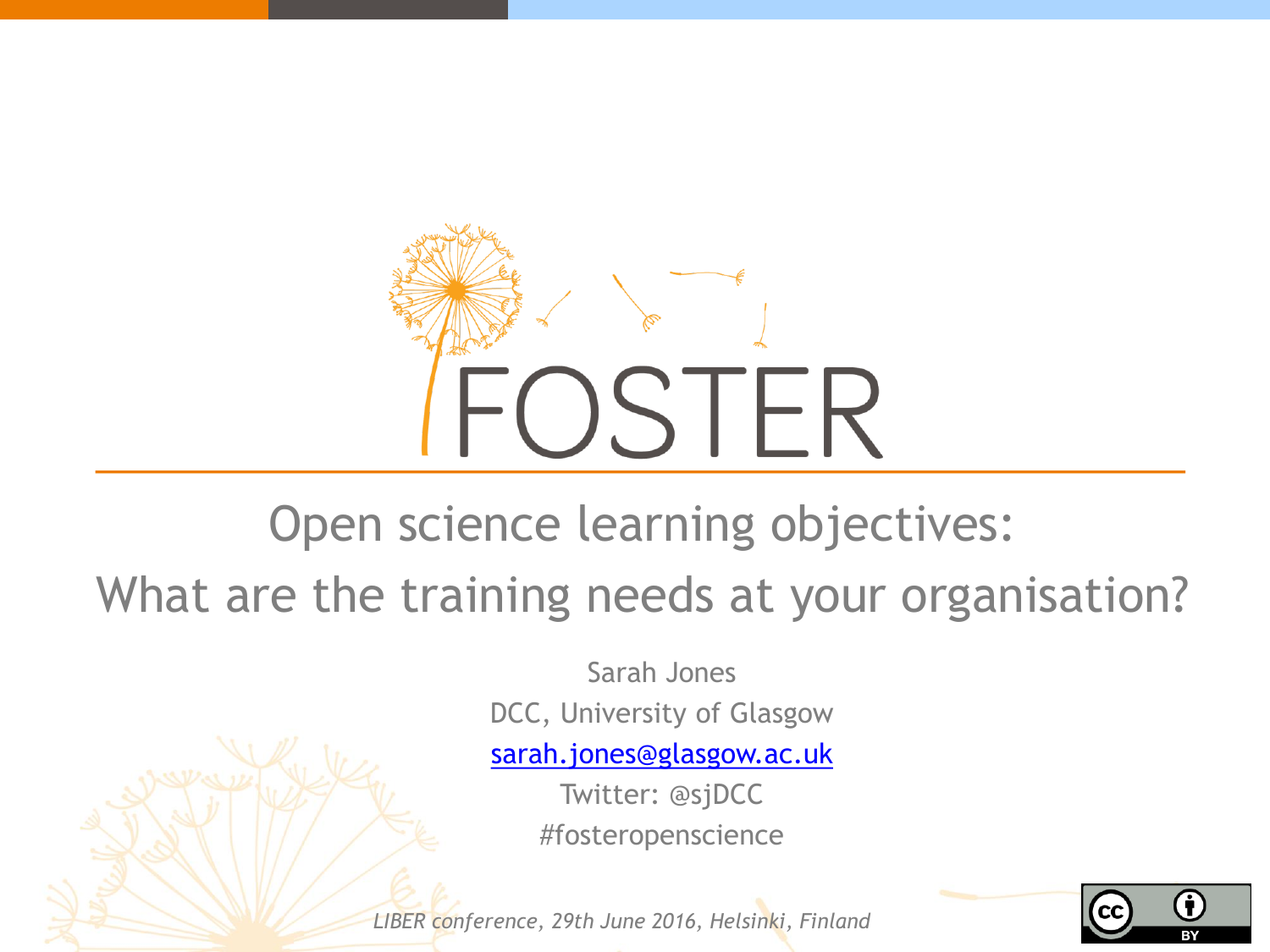# FOSTER

## Open science learning objectives: What are the training needs at your organisation?

Sarah Jones

DCC, University of Glasgow

sarah.jones@glasgow.ac.uk

Twitter: @sjDCC

#fosteropenscience

*LIBER conference, 29th June 2016, Helsinki, Finland*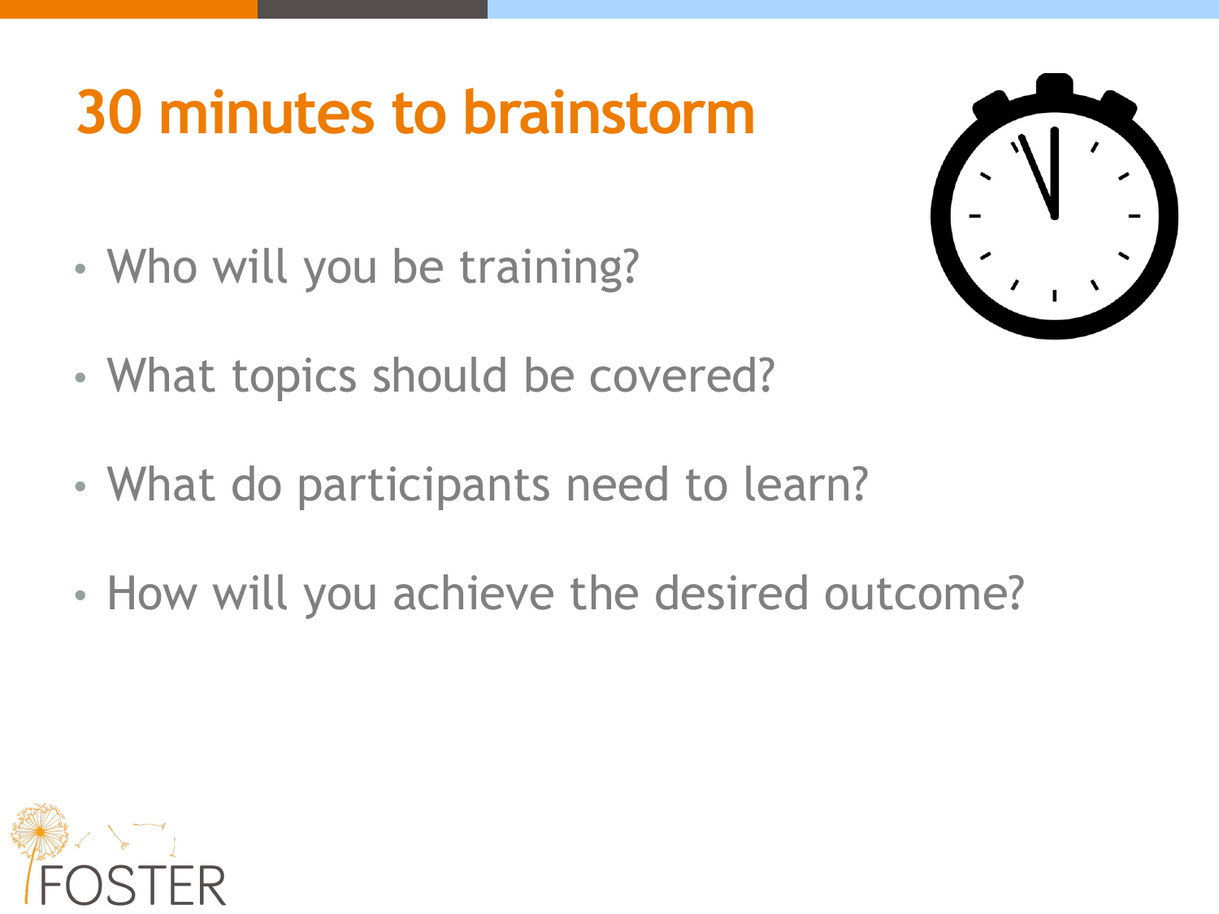# 30 minutes to brainstorm

- Who will you be training?
- What topics should be covered?
- What do participants need to learn?
- How will you achieve the desired outcome?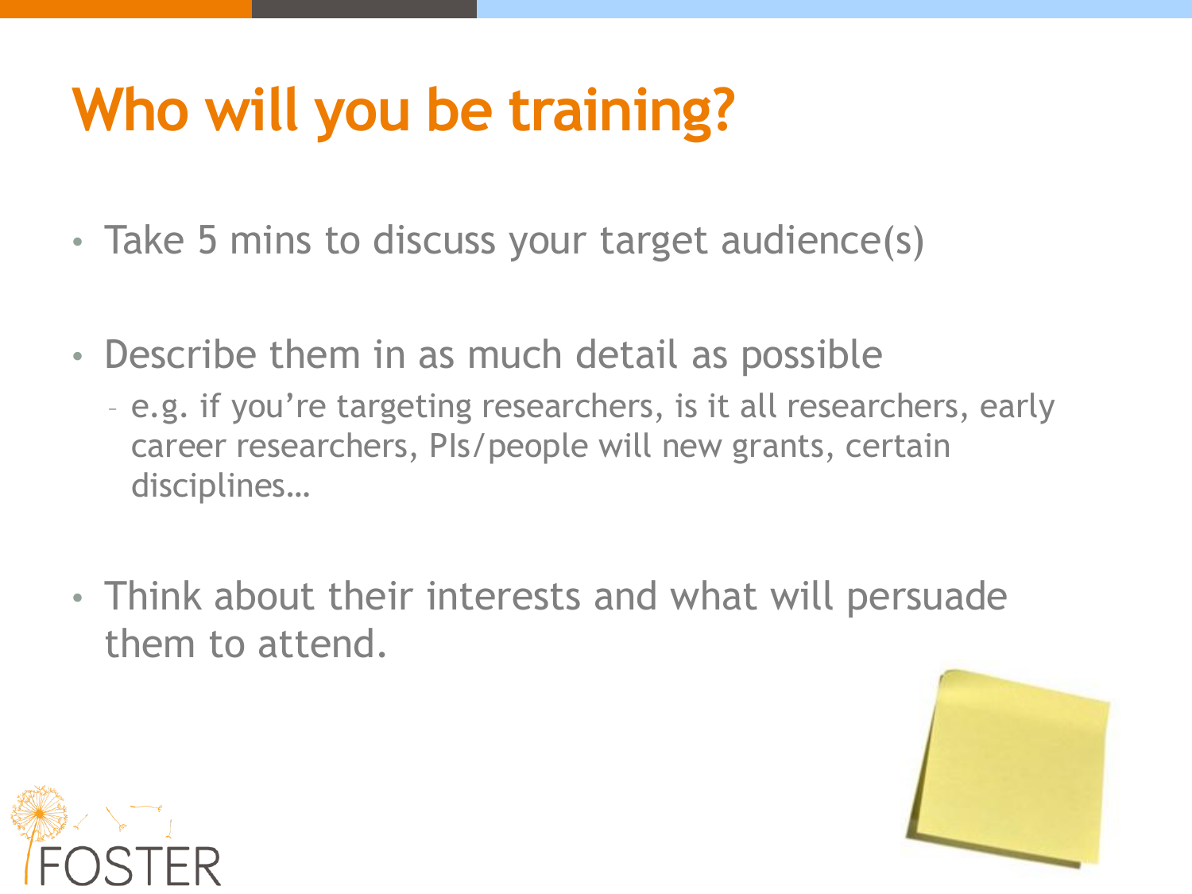# Who will you be training?

- Take 5 mins to discuss your target audience(s)
- Describe them in as much detail as possible
  - e.g. if you're targeting researchers, is it all researchers, early career researchers, PIs/people will new grants, certain disciplines…
- Think about their interests and what will persuade them to attend.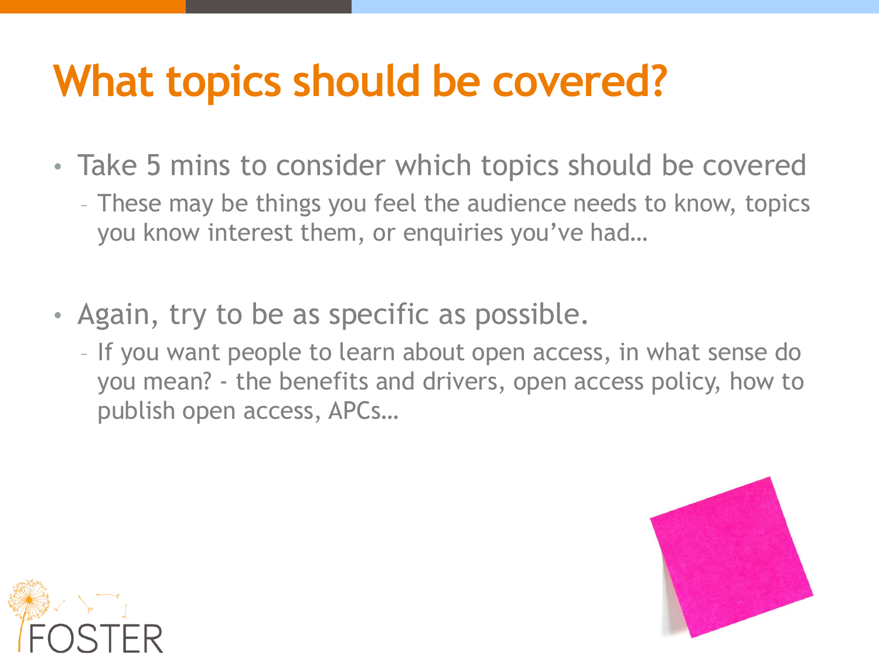# What topics should be covered?

- Take 5 mins to consider which topics should be covered
  - These may be things you feel the audience needs to know, topics you know interest them, or enquiries you've had…
- Again, try to be as specific as possible.
  - If you want people to learn about open access, in what sense do you mean? - the benefits and drivers, open access policy, how to publish open access, APCs…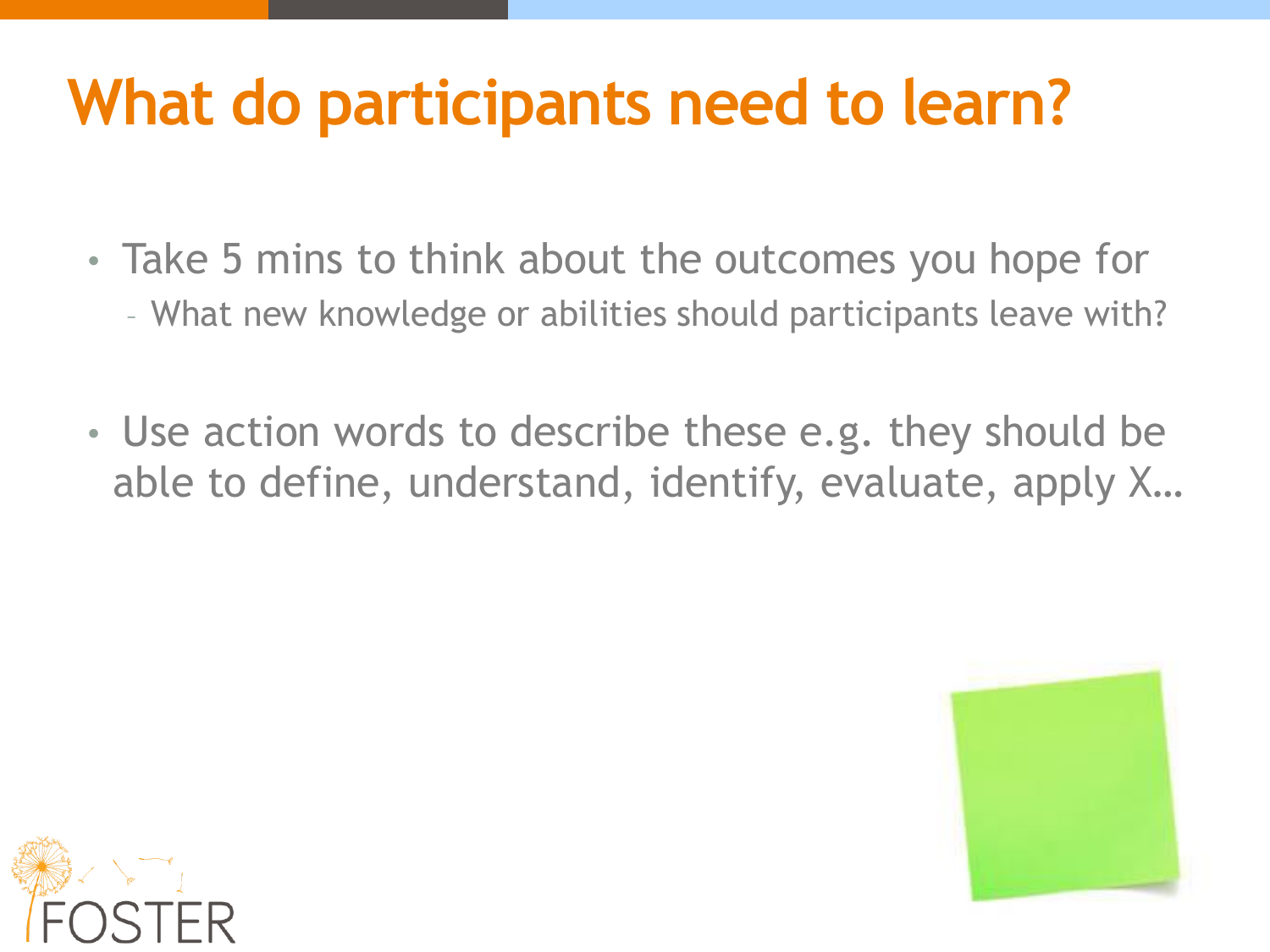# What do participants need to learn?

- Take 5 mins to think about the outcomes you hope for
  - What new knowledge or abilities should participants leave with?
- Use action words to describe these e.g. they should be able to define, understand, identify, evaluate, apply X…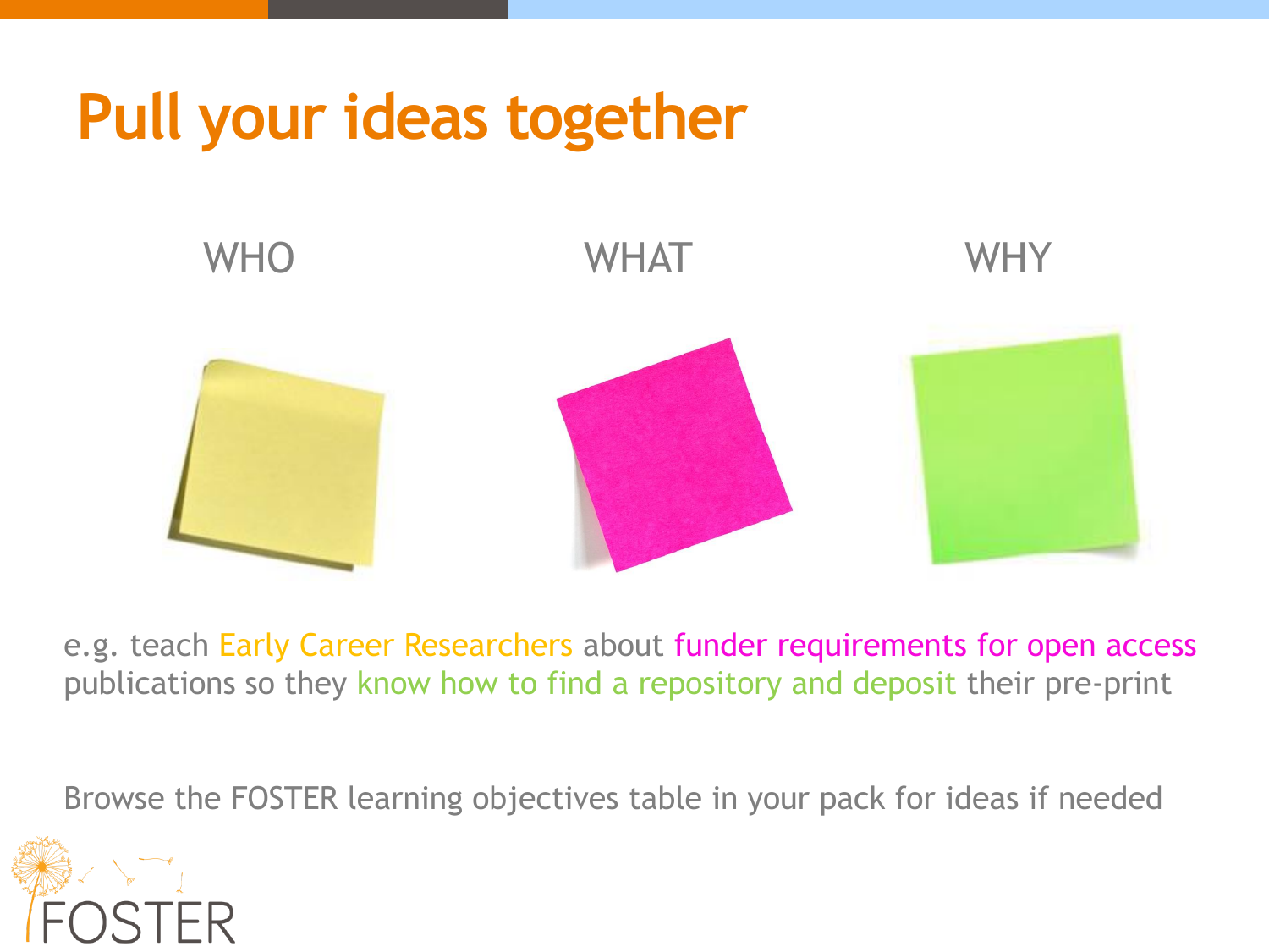# Pull your ideas together

WHO

WHAT

WHY

e.g. teach Early Career Researchers about funder requirements for open access publications so they know how to find a repository and deposit their pre-print

Browse the FOSTER learning objectives table in your pack for ideas if needed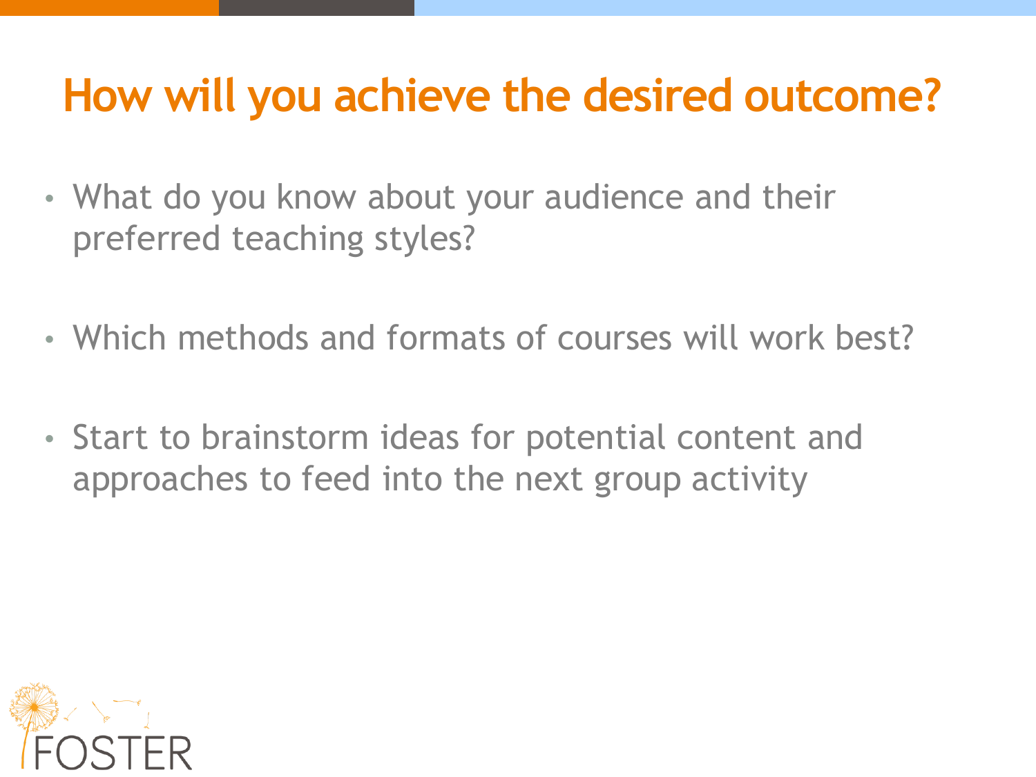# How will you achieve the desired outcome?

- What do you know about your audience and their preferred teaching styles?
- Which methods and formats of courses will work best?
- Start to brainstorm ideas for potential content and approaches to feed into the next group activity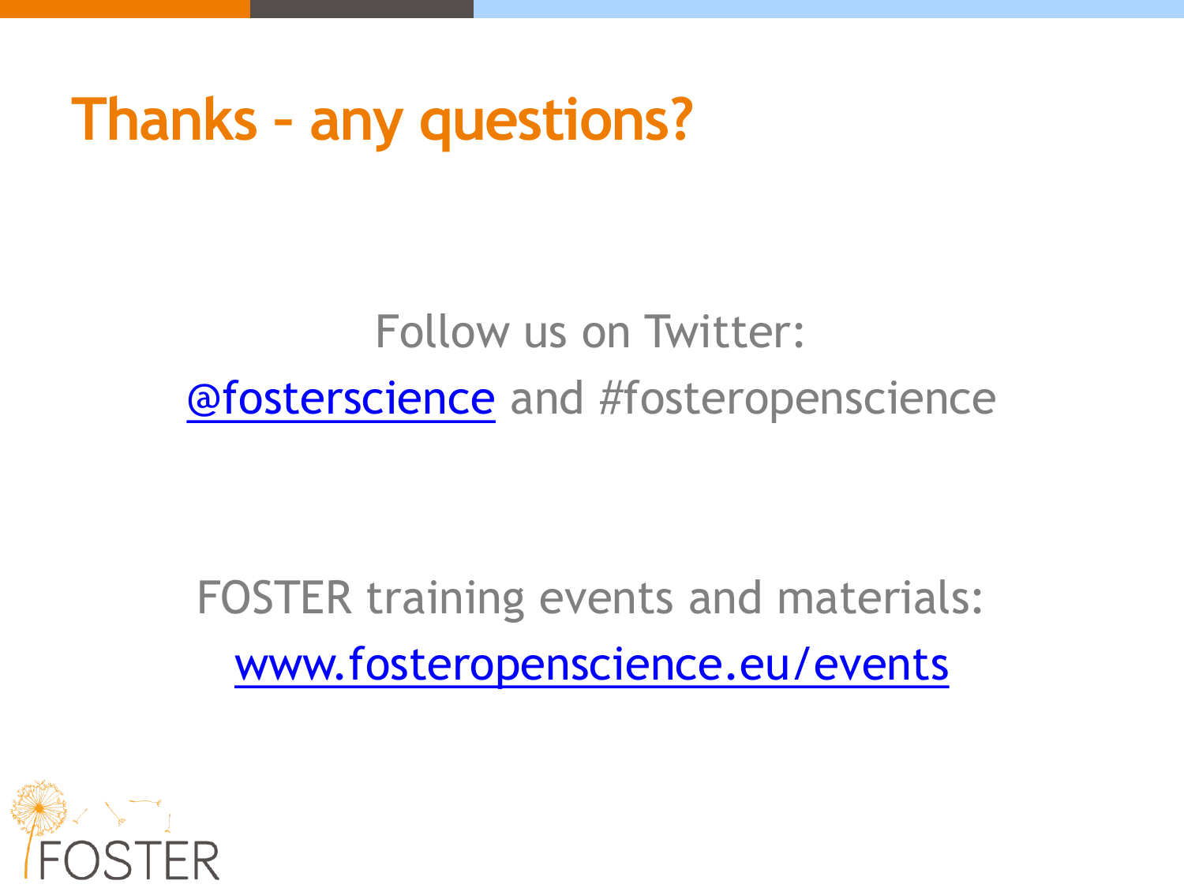# Thanks – any questions?

Follow us on Twitter:
[@fosterscience](https://twitter.com/fosterscience) and #fosteropenscience

FOSTER training events and materials:
[www.fosteropenscience.eu/events](http://www.fosteropenscience.eu/events)

FOSTER